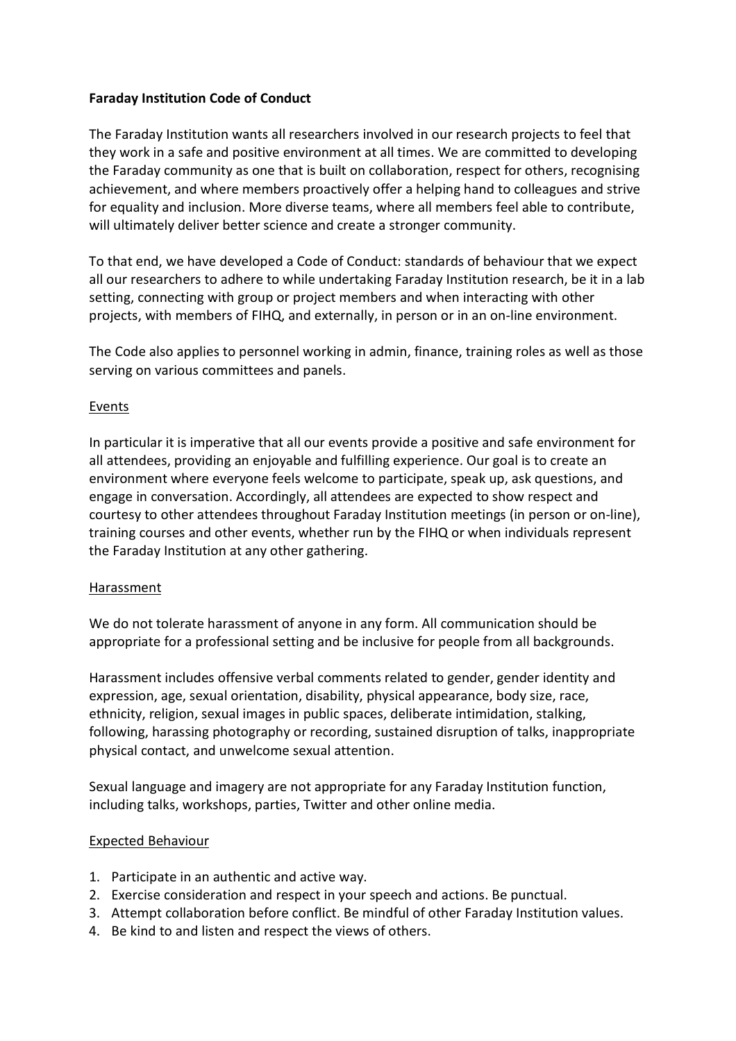**Faraday Institution Code of Conduct**

The Faraday Institution wants all researchers involved in our research projects to feel that they work in a safe and positive environment at all times. We are committed to developing the Faraday community as one that is built on collaboration, respect for others, recognising achievement, and where members proactively offer a helping hand to colleagues and strive for equality and inclusion. More diverse teams, where all members feel able to contribute, will ultimately deliver better science and create a stronger community.

To that end, we have developed a Code of Conduct: standards of behaviour that we expect all our researchers to adhere to while undertaking Faraday Institution research, be it in a lab setting, connecting with group or project members and when interacting with other projects, with members of FIHQ, and externally, in person or in an on-line environment.

The Code also applies to personnel working in admin, finance, training roles as well as those serving on various committees and panels.

<u>Events</u>

In particular it is imperative that all our events provide a positive and safe environment for all attendees, providing an enjoyable and fulfilling experience. Our goal is to create an environment where everyone feels welcome to participate, speak up, ask questions, and engage in conversation. Accordingly, all attendees are expected to show respect and courtesy to other attendees throughout Faraday Institution meetings (in person or on-line), training courses and other events, whether run by the FIHQ or when individuals represent the Faraday Institution at any other gathering.

<u>Harassment</u>

We do not tolerate harassment of anyone in any form. All communication should be appropriate for a professional setting and be inclusive for people from all backgrounds.

Harassment includes offensive verbal comments related to gender, gender identity and expression, age, sexual orientation, disability, physical appearance, body size, race, ethnicity, religion, sexual images in public spaces, deliberate intimidation, stalking, following, harassing photography or recording, sustained disruption of talks, inappropriate physical contact, and unwelcome sexual attention.

Sexual language and imagery are not appropriate for any Faraday Institution function, including talks, workshops, parties, Twitter and other online media.

<u>Expected Behaviour</u>

1. Participate in an authentic and active way.
2. Exercise consideration and respect in your speech and actions. Be punctual.
3. Attempt collaboration before conflict. Be mindful of other Faraday Institution values.
4. Be kind to and listen and respect the views of others.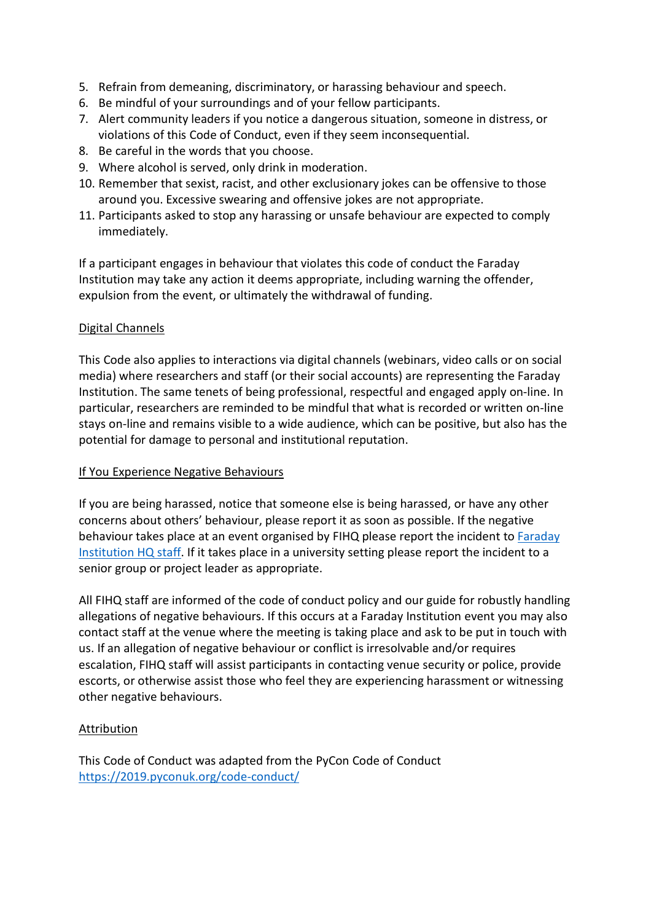5. Refrain from demeaning, discriminatory, or harassing behaviour and speech.
6. Be mindful of your surroundings and of your fellow participants.
7. Alert community leaders if you notice a dangerous situation, someone in distress, or violations of this Code of Conduct, even if they seem inconsequential.
8. Be careful in the words that you choose.
9. Where alcohol is served, only drink in moderation.
10. Remember that sexist, racist, and other exclusionary jokes can be offensive to those around you. Excessive swearing and offensive jokes are not appropriate.
11. Participants asked to stop any harassing or unsafe behaviour are expected to comply immediately.

If a participant engages in behaviour that violates this code of conduct the Faraday Institution may take any action it deems appropriate, including warning the offender, expulsion from the event, or ultimately the withdrawal of funding.

## Digital Channels

This Code also applies to interactions via digital channels (webinars, video calls or on social media) where researchers and staff (or their social accounts) are representing the Faraday Institution. The same tenets of being professional, respectful and engaged apply on-line. In particular, researchers are reminded to be mindful that what is recorded or written on-line stays on-line and remains visible to a wide audience, which can be positive, but also has the potential for damage to personal and institutional reputation.

## If You Experience Negative Behaviours

If you are being harassed, notice that someone else is being harassed, or have any other concerns about others' behaviour, please report it as soon as possible. If the negative behaviour takes place at an event organised by FIHQ please report the incident to Faraday Institution HQ staff. If it takes place in a university setting please report the incident to a senior group or project leader as appropriate.

All FIHQ staff are informed of the code of conduct policy and our guide for robustly handling allegations of negative behaviours. If this occurs at a Faraday Institution event you may also contact staff at the venue where the meeting is taking place and ask to be put in touch with us. If an allegation of negative behaviour or conflict is irresolvable and/or requires escalation, FIHQ staff will assist participants in contacting venue security or police, provide escorts, or otherwise assist those who feel they are experiencing harassment or witnessing other negative behaviours.

## Attribution

This Code of Conduct was adapted from the PyCon Code of Conduct
https://2019.pyconuk.org/code-conduct/